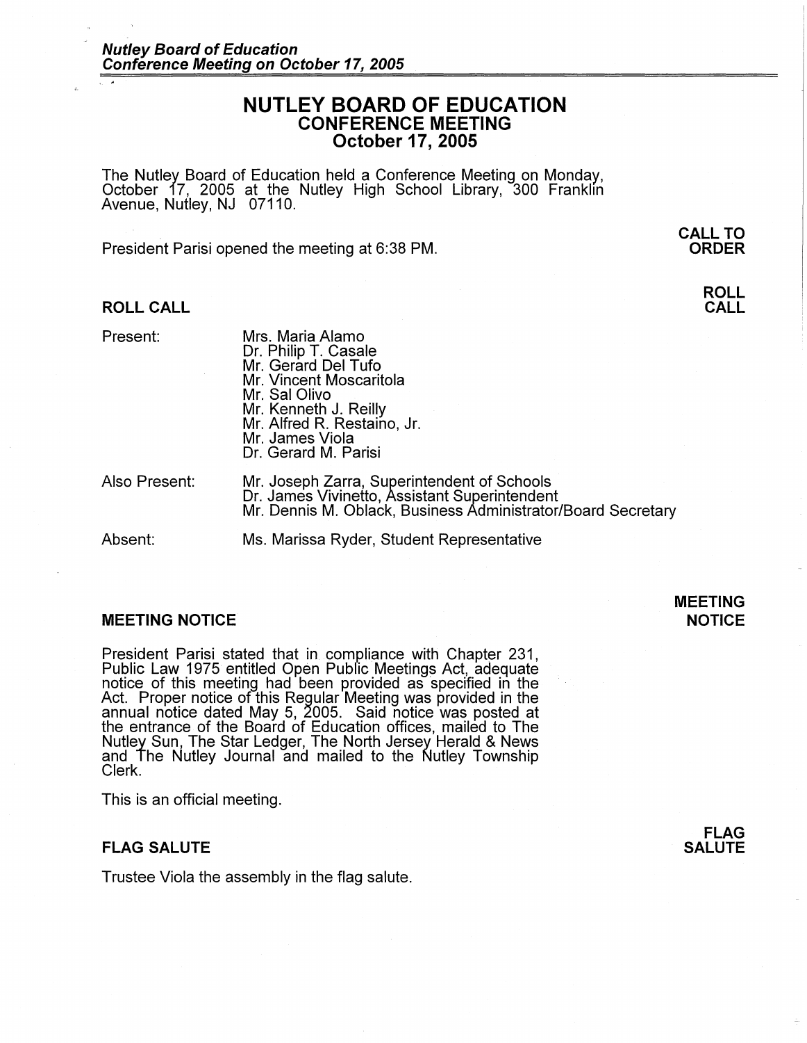# NUTLEY BOARD OF EDUCATION
## CONFERENCE MEETING
## October 17, 2005

The Nutley Board of Education held a Conference Meeting on Monday, October 17, 2005 at the Nutley High School Library, 300 Franklin Avenue, Nutley, NJ 07110.

**CALL TO ORDER**

President Parisi opened the meeting at 6:38 PM.

### ROLL CALL

**ROLL CALL**

Present:
- Mrs. Maria Alamo
- Dr. Philip T. Casale
- Mr. Gerard Del Tufo
- Mr. Vincent Moscaritola
- Mr. Sal Olivo
- Mr. Kenneth J. Reilly
- Mr. Alfred R. Restaino, Jr.
- Mr. James Viola
- Dr. Gerard M. Parisi

Also Present:
- Mr. Joseph Zarra, Superintendent of Schools
- Dr. James Vivinetto, Assistant Superintendent
- Mr. Dennis M. Oblack, Business Administrator/Board Secretary

Absent:
- Ms. Marissa Ryder, Student Representative

### MEETING NOTICE

**MEETING NOTICE**

President Parisi stated that in compliance with Chapter 231, Public Law 1975 entitled Open Public Meetings Act, adequate notice of this meeting had been provided as specified in the Act. Proper notice of this Regular Meeting was provided in the annual notice dated May 5, 2005. Said notice was posted at the entrance of the Board of Education offices, mailed to The Nutley Sun, The Star Ledger, The North Jersey Herald & News and The Nutley Journal and mailed to the Nutley Township Clerk.

This is an official meeting.

### FLAG SALUTE

**FLAG SALUTE**

Trustee Viola the assembly in the flag salute.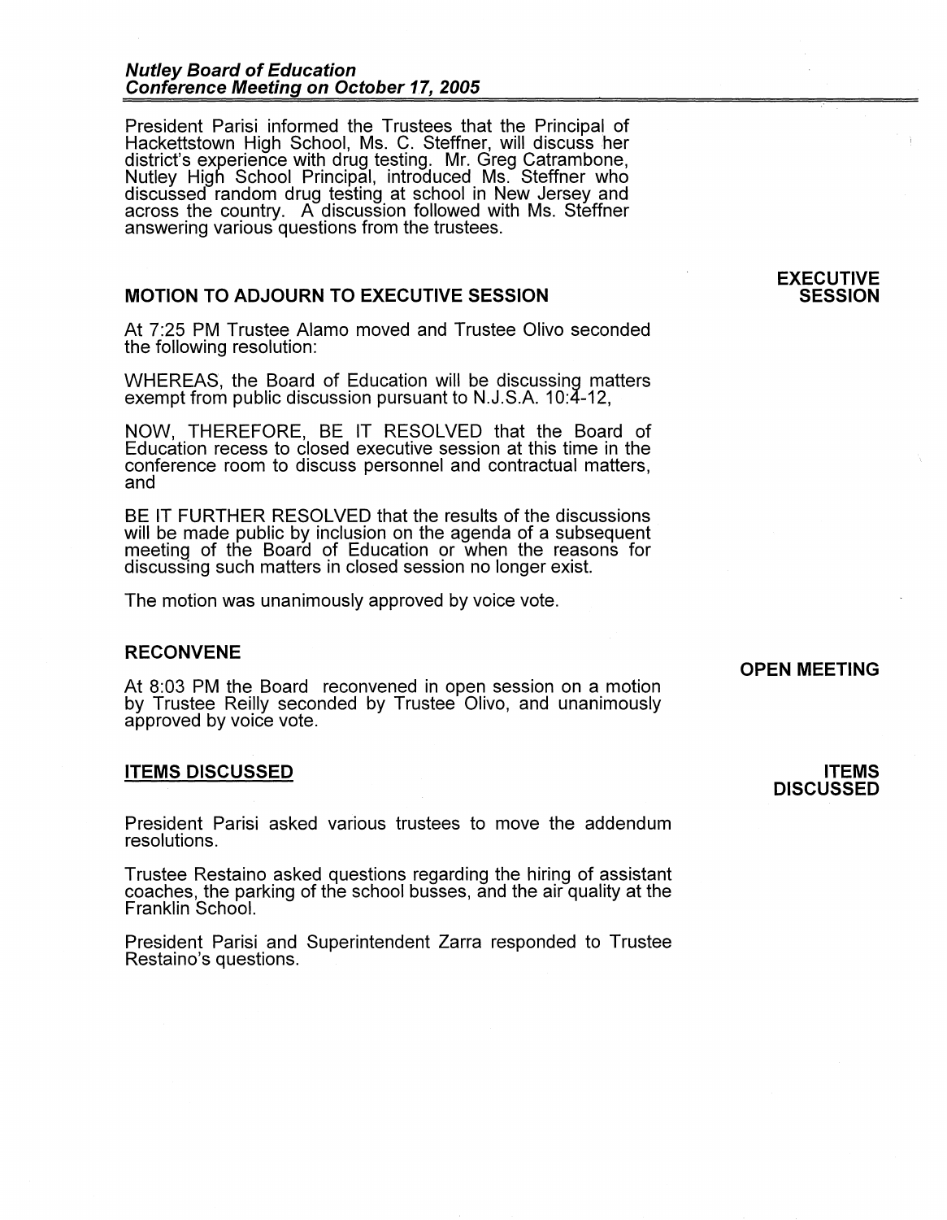President Parisi informed the Trustees that the Principal of Hackettstown High School, Ms. C. Steffner, will discuss her district's experience with drug testing. Mr. Greg Catrambone, Nutley High School Principal, introduced Ms. Steffner who discussed random drug testing at school in New Jersey and across the country. A discussion followed with Ms. Steffner answering various questions from the trustees.

## MOTION TO ADJOURN TO EXECUTIVE SESSION

**EXECUTIVE SESSION**

At 7:25 PM Trustee Alamo moved and Trustee Olivo seconded the following resolution:

WHEREAS, the Board of Education will be discussing matters exempt from public discussion pursuant to N.J.S.A. 10:4-12,

NOW, THEREFORE, BE IT RESOLVED that the Board of Education recess to closed executive session at this time in the conference room to discuss personnel and contractual matters, and

BE IT FURTHER RESOLVED that the results of the discussions will be made public by inclusion on the agenda of a subsequent meeting of the Board of Education or when the reasons for discussing such matters in closed session no longer exist.

The motion was unanimously approved by voice vote.

## RECONVENE

**OPEN MEETING**

At 8:03 PM the Board reconvened in open session on a motion by Trustee Reilly seconded by Trustee Olivo, and unanimously approved by voice vote.

## ITEMS DISCUSSED

**ITEMS DISCUSSED**

President Parisi asked various trustees to move the addendum resolutions.

Trustee Restaino asked questions regarding the hiring of assistant coaches, the parking of the school busses, and the air quality at the Franklin School.

President Parisi and Superintendent Zarra responded to Trustee Restaino's questions.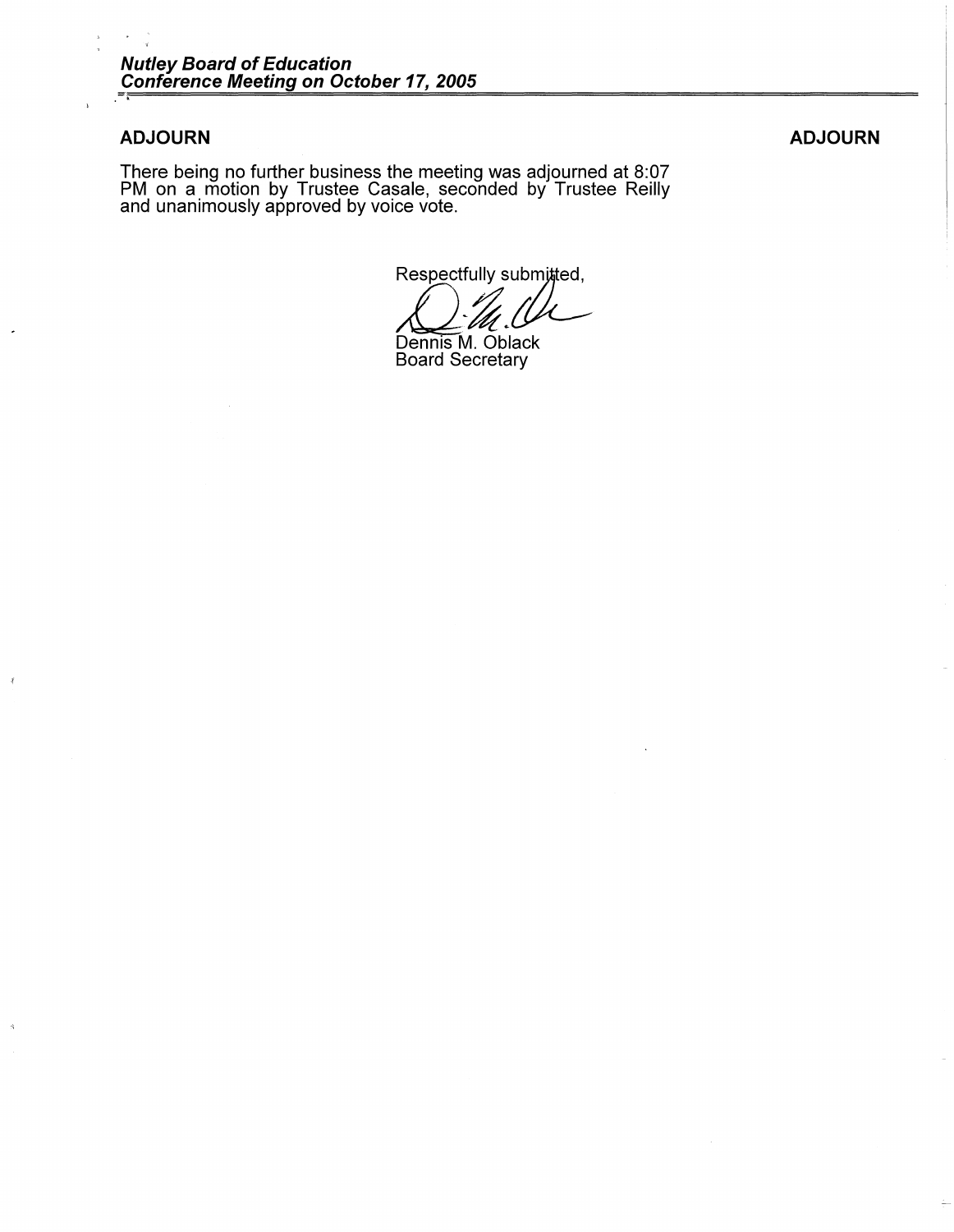## ADJOURN

**ADJOURN**

There being no further business the meeting was adjourned at 8:07 PM on a motion by Trustee Casale, seconded by Trustee Reilly and unanimously approved by voice vote.

Respectfully submitted,

Dennis M. Oblack
Board Secretary